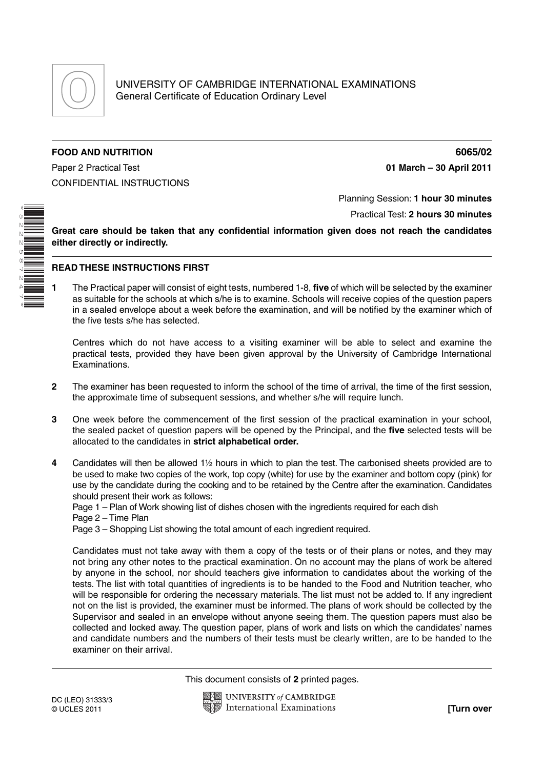UNIVERSITY OF CAMBRIDGE INTERNATIONAL EXAMINATIONS
General Certificate of Education Ordinary Level

**FOOD AND NUTRITION** **6065/02**

Paper 2 Practical Test **01 March – 30 April 2011**

CONFIDENTIAL INSTRUCTIONS

Planning Session: **1 hour 30 minutes**

Practical Test: **2 hours 30 minutes**

**Great care should be taken that any confidential information given does not reach the candidates either directly or indirectly.**

**READ THESE INSTRUCTIONS FIRST**

**1** The Practical paper will consist of eight tests, numbered 1-8, **five** of which will be selected by the examiner as suitable for the schools at which s/he is to examine. Schools will receive copies of the question papers in a sealed envelope about a week before the examination, and will be notified by the examiner which of the five tests s/he has selected.

Centres which do not have access to a visiting examiner will be able to select and examine the practical tests, provided they have been given approval by the University of Cambridge International Examinations.

**2** The examiner has been requested to inform the school of the time of arrival, the time of the first session, the approximate time of subsequent sessions, and whether s/he will require lunch.

**3** One week before the commencement of the first session of the practical examination in your school, the sealed packet of question papers will be opened by the Principal, and the **five** selected tests will be allocated to the candidates in **strict alphabetical order.**

**4** Candidates will then be allowed 1½ hours in which to plan the test. The carbonised sheets provided are to be used to make two copies of the work, top copy (white) for use by the examiner and bottom copy (pink) for use by the candidate during the cooking and to be retained by the Centre after the examination. Candidates should present their work as follows:

Page 1 – Plan of Work showing list of dishes chosen with the ingredients required for each dish
Page 2 – Time Plan
Page 3 – Shopping List showing the total amount of each ingredient required.

Candidates must not take away with them a copy of the tests or of their plans or notes, and they may not bring any other notes to the practical examination. On no account may the plans of work be altered by anyone in the school, nor should teachers give information to candidates about the working of the tests. The list with total quantities of ingredients is to be handed to the Food and Nutrition teacher, who will be responsible for ordering the necessary materials. The list must not be added to. If any ingredient not on the list is provided, the examiner must be informed. The plans of work should be collected by the Supervisor and sealed in an envelope without anyone seeing them. The question papers must also be collected and locked away. The question paper, plans of work and lists on which the candidates' names and candidate numbers and the numbers of their tests must be clearly written, are to be handed to the examiner on their arrival.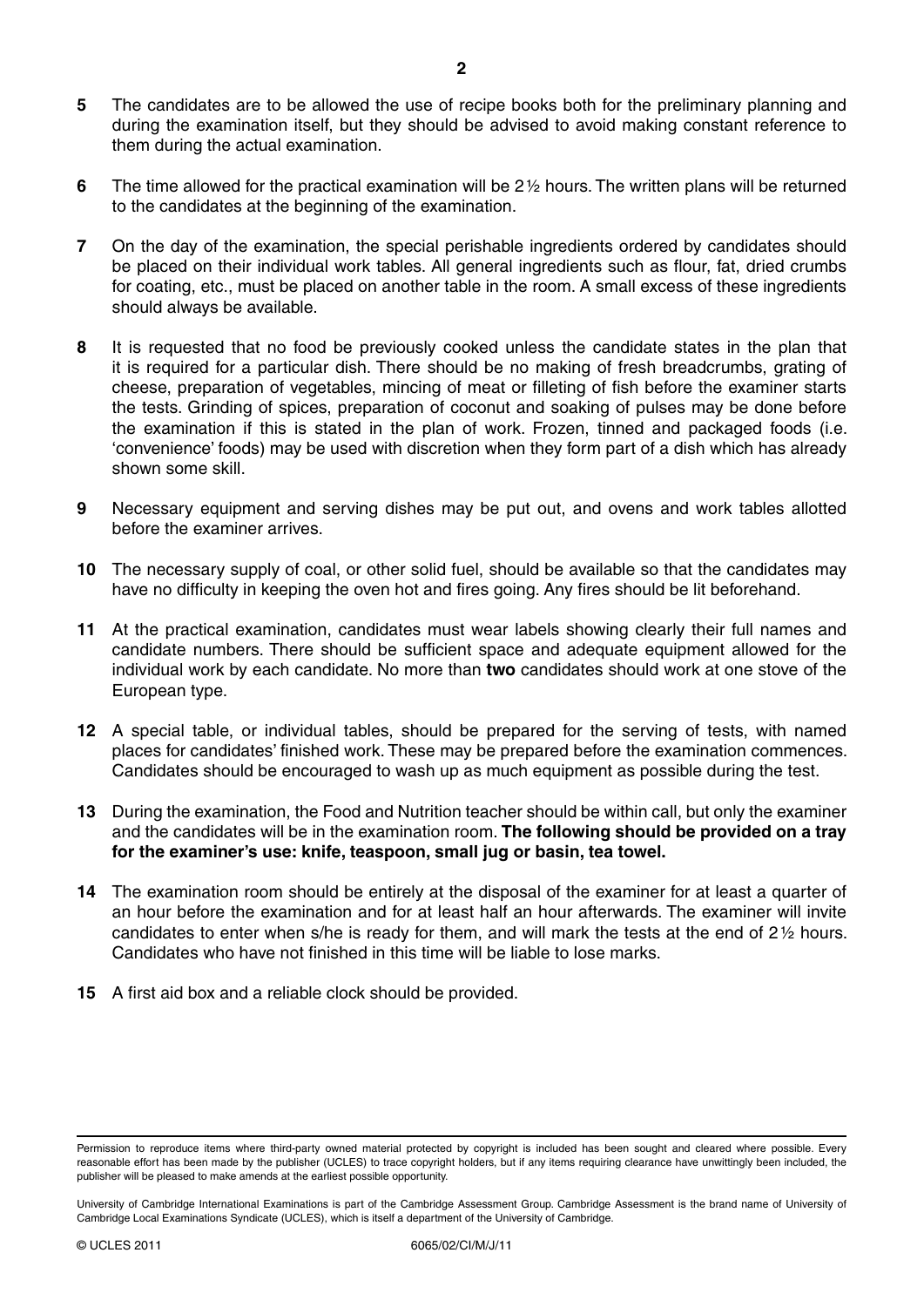5 The candidates are to be allowed the use of recipe books both for the preliminary planning and during the examination itself, but they should be advised to avoid making constant reference to them during the actual examination.

6 The time allowed for the practical examination will be 2½ hours. The written plans will be returned to the candidates at the beginning of the examination.

7 On the day of the examination, the special perishable ingredients ordered by candidates should be placed on their individual work tables. All general ingredients such as flour, fat, dried crumbs for coating, etc., must be placed on another table in the room. A small excess of these ingredients should always be available.

8 It is requested that no food be previously cooked unless the candidate states in the plan that it is required for a particular dish. There should be no making of fresh breadcrumbs, grating of cheese, preparation of vegetables, mincing of meat or filleting of fish before the examiner starts the tests. Grinding of spices, preparation of coconut and soaking of pulses may be done before the examination if this is stated in the plan of work. Frozen, tinned and packaged foods (i.e. 'convenience' foods) may be used with discretion when they form part of a dish which has already shown some skill.

9 Necessary equipment and serving dishes may be put out, and ovens and work tables allotted before the examiner arrives.

10 The necessary supply of coal, or other solid fuel, should be available so that the candidates may have no difficulty in keeping the oven hot and fires going. Any fires should be lit beforehand.

11 At the practical examination, candidates must wear labels showing clearly their full names and candidate numbers. There should be sufficient space and adequate equipment allowed for the individual work by each candidate. No more than **two** candidates should work at one stove of the European type.

12 A special table, or individual tables, should be prepared for the serving of tests, with named places for candidates' finished work. These may be prepared before the examination commences. Candidates should be encouraged to wash up as much equipment as possible during the test.

13 During the examination, the Food and Nutrition teacher should be within call, but only the examiner and the candidates will be in the examination room. **The following should be provided on a tray for the examiner's use: knife, teaspoon, small jug or basin, tea towel.**

14 The examination room should be entirely at the disposal of the examiner for at least a quarter of an hour before the examination and for at least half an hour afterwards. The examiner will invite candidates to enter when s/he is ready for them, and will mark the tests at the end of 2½ hours. Candidates who have not finished in this time will be liable to lose marks.

15 A first aid box and a reliable clock should be provided.

Permission to reproduce items where third-party owned material protected by copyright is included has been sought and cleared where possible. Every reasonable effort has been made by the publisher (UCLES) to trace copyright holders, but if any items requiring clearance have unwittingly been included, the publisher will be pleased to make amends at the earliest possible opportunity.

University of Cambridge International Examinations is part of the Cambridge Assessment Group. Cambridge Assessment is the brand name of University of Cambridge Local Examinations Syndicate (UCLES), which is itself a department of the University of Cambridge.